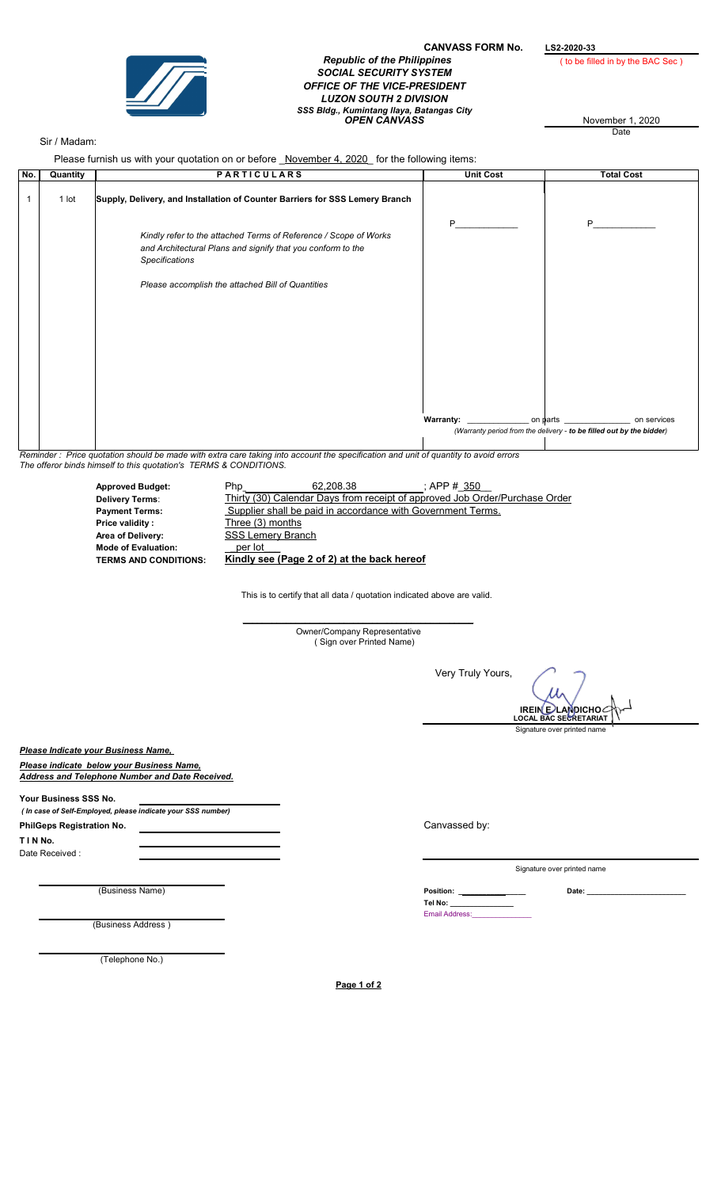**CANVASS FORM No.** **LS2-2020-33**

( to be filled in by the BAC Sec )

***Republic of the Philippines***
***SOCIAL SECURITY SYSTEM***
***OFFICE OF THE VICE-PRESIDENT***
***LUZON SOUTH 2 DIVISION***
***SSS Bldg., Kumintang Ilaya, Batangas City***
***OPEN CANVASS***

November 1, 2020
Date

Sir / Madam:

Please furnish us with your quotation on or before November 4, 2020 for the following items:

| No. | Quantity | PARTICULARS | Unit Cost | Total Cost |
|---|---|---|---|---|
| 1 | 1 lot | **Supply, Delivery, and Installation of Counter Barriers for SSS Lemery Branch**<br><br>*Kindly refer to the attached Terms of Reference / Scope of Works and Architectural Plans and signify that you conform to the Specifications*<br><br>*Please accomplish the attached Bill of Quantities* | P____________ | P____________ |
| | | | **Warranty:** ____________ on parts | ______________ on services<br>*(Warranty period from the delivery - **to be filled out by the bidder**)* |

*Reminder : Price quotation should be made with extra care taking into account the specification and unit of quantity to avoid errors*
*The offeror binds himself to this quotation's TERMS & CONDITIONS.*

**Approved Budget:** Php 62,208.38 ; APP # 350
**Delivery Terms:** Thirty (30) Calendar Days from receipt of approved Job Order/Purchase Order
**Payment Terms:** Supplier shall be paid in accordance with Government Terms.
**Price validity :** Three (3) months
**Area of Delivery:** SSS Lemery Branch
**Mode of Evaluation:** per lot
**TERMS AND CONDITIONS:** **Kindly see (Page 2 of 2) at the back hereof**

This is to certify that all data / quotation indicated above are valid.

_______________________________
Owner/Company Representative
( Sign over Printed Name)

Very Truly Yours,

**IREIN E. LANDICHO**
**LOCAL BAC SECRETARIAT**
Signature over printed name

***Please Indicate your Business Name,***

***Please indicate below your Business Name, Address and Telephone Number and Date Received.***

**Your Business SSS No.** ____________________
*( In case of Self-Employed, please indicate your SSS number)*

**PhilGeps Registration No.** ____________________

**T I N No.** ____________________

Date Received : ____________________

Canvassed by:

_______________________________
Signature over printed name

**Position:** ____________ **Date:** ____________
**Tel No:** ____________
Email Address: ____________

_______________________________
(Business Name)

_______________________________
(Business Address )

_______________________________
(Telephone No.)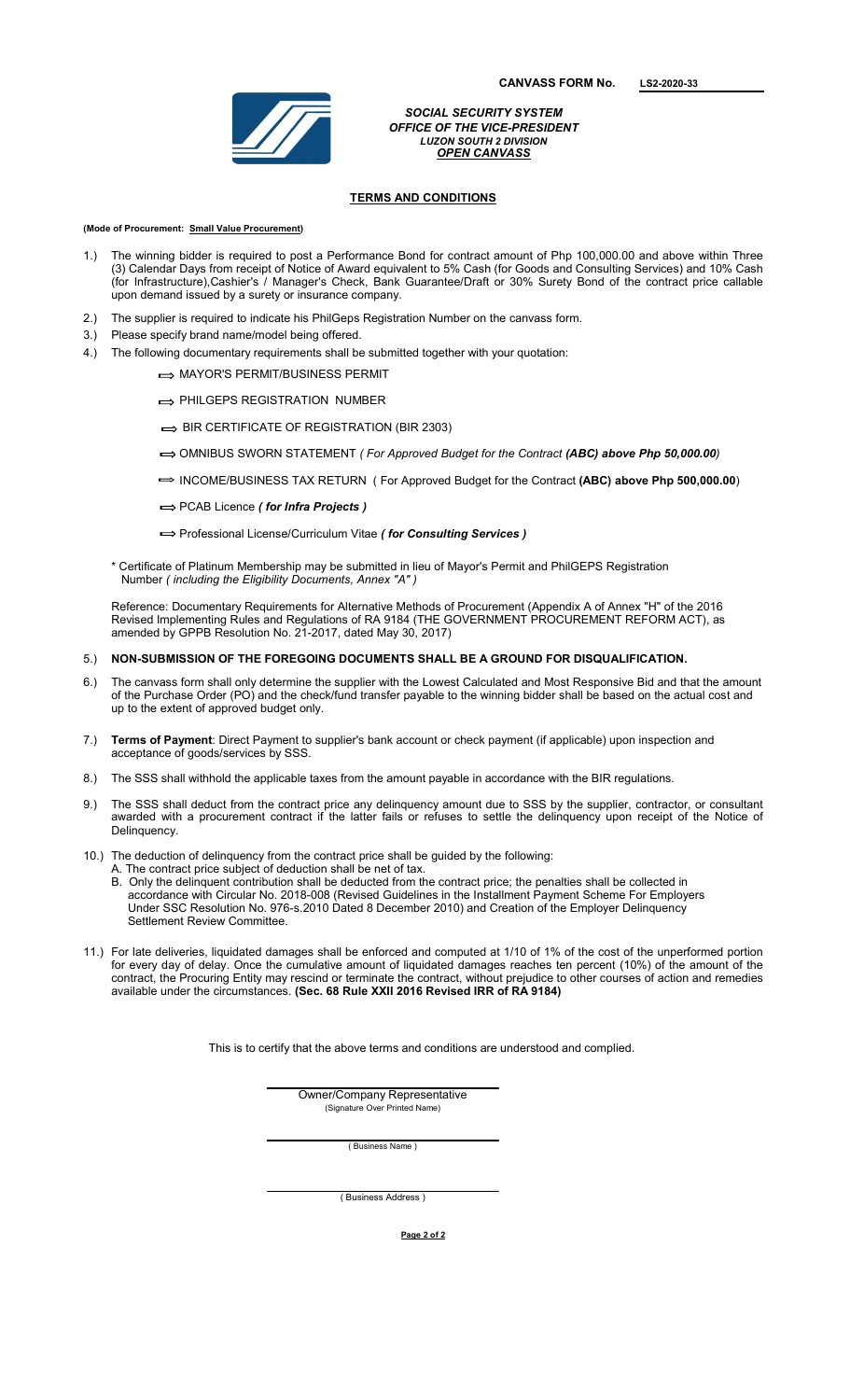**CANVASS FORM No.** LS2-2020-33

*SOCIAL SECURITY SYSTEM*
*OFFICE OF THE VICE-PRESIDENT*
*LUZON SOUTH 2 DIVISION*
***OPEN CANVASS***

## TERMS AND CONDITIONS

**(Mode of Procurement: Small Value Procurement)**

1.) The winning bidder is required to post a Performance Bond for contract amount of Php 100,000.00 and above within Three (3) Calendar Days from receipt of Notice of Award equivalent to 5% Cash (for Goods and Consulting Services) and 10% Cash (for Infrastructure),Cashier's / Manager's Check, Bank Guarantee/Draft or 30% Surety Bond of the contract price callable upon demand issued by a surety or insurance company.

2.) The supplier is required to indicate his PhilGeps Registration Number on the canvass form.

3.) Please specify brand name/model being offered.

4.) The following documentary requirements shall be submitted together with your quotation:

- ⟹ MAYOR'S PERMIT/BUSINESS PERMIT
- ⟹ PHILGEPS REGISTRATION NUMBER
- ⟹ BIR CERTIFICATE OF REGISTRATION (BIR 2303)
- ⟹ OMNIBUS SWORN STATEMENT *( For Approved Budget for the Contract **(ABC) above Php 50,000.00**)*
- ⟹ INCOME/BUSINESS TAX RETURN ( For Approved Budget for the Contract **(ABC) above Php 500,000.00**)
- ⟹ PCAB Licence ***( for Infra Projects )***
- ⟹ Professional License/Curriculum Vitae ***( for Consulting Services )***

\* Certificate of Platinum Membership may be submitted in lieu of Mayor's Permit and PhilGEPS Registration Number *( including the Eligibility Documents, Annex "A" )*

Reference: Documentary Requirements for Alternative Methods of Procurement (Appendix A of Annex "H" of the 2016 Revised Implementing Rules and Regulations of RA 9184 (THE GOVERNMENT PROCUREMENT REFORM ACT), as amended by GPPB Resolution No. 21-2017, dated May 30, 2017)

5.) **NON-SUBMISSION OF THE FOREGOING DOCUMENTS SHALL BE A GROUND FOR DISQUALIFICATION.**

6.) The canvass form shall only determine the supplier with the Lowest Calculated and Most Responsive Bid and that the amount of the Purchase Order (PO) and the check/fund transfer payable to the winning bidder shall be based on the actual cost and up to the extent of approved budget only.

7.) **Terms of Payment**: Direct Payment to supplier's bank account or check payment (if applicable) upon inspection and acceptance of goods/services by SSS.

8.) The SSS shall withhold the applicable taxes from the amount payable in accordance with the BIR regulations.

9.) The SSS shall deduct from the contract price any delinquency amount due to SSS by the supplier, contractor, or consultant awarded with a procurement contract if the latter fails or refuses to settle the delinquency upon receipt of the Notice of Delinquency.

10.) The deduction of delinquency from the contract price shall be guided by the following:
A. The contract price subject of deduction shall be net of tax.
B. Only the delinquent contribution shall be deducted from the contract price; the penalties shall be collected in accordance with Circular No. 2018-008 (Revised Guidelines in the Installment Payment Scheme For Employers Under SSC Resolution No. 976-s.2010 Dated 8 December 2010) and Creation of the Employer Delinquency Settlement Review Committee.

11.) For late deliveries, liquidated damages shall be enforced and computed at 1/10 of 1% of the cost of the unperformed portion for every day of delay. Once the cumulative amount of liquidated damages reaches ten percent (10%) of the amount of the contract, the Procuring Entity may rescind or terminate the contract, without prejudice to other courses of action and remedies available under the circumstances. **(Sec. 68 Rule XXII 2016 Revised IRR of RA 9184)**

This is to certify that the above terms and conditions are understood and complied.

\_\_\_\_\_\_\_\_\_\_\_\_\_\_\_\_\_\_\_\_\_\_\_\_\_\_\_\_\_\_
Owner/Company Representative
(Signature Over Printed Name)

\_\_\_\_\_\_\_\_\_\_\_\_\_\_\_\_\_\_\_\_\_\_\_\_\_\_\_\_\_\_
( Business Name )

\_\_\_\_\_\_\_\_\_\_\_\_\_\_\_\_\_\_\_\_\_\_\_\_\_\_\_\_\_\_
( Business Address )